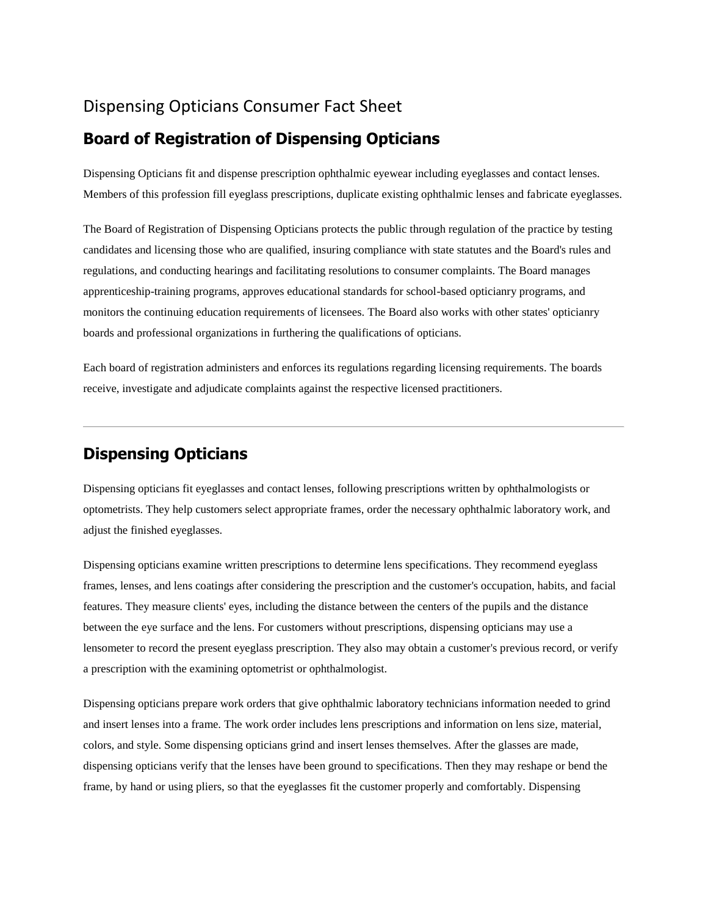# Dispensing Opticians Consumer Fact Sheet

## Board of Registration of Dispensing Opticians

Dispensing Opticians fit and dispense prescription ophthalmic eyewear including eyeglasses and contact lenses. Members of this profession fill eyeglass prescriptions, duplicate existing ophthalmic lenses and fabricate eyeglasses.

The Board of Registration of Dispensing Opticians protects the public through regulation of the practice by testing candidates and licensing those who are qualified, insuring compliance with state statutes and the Board's rules and regulations, and conducting hearings and facilitating resolutions to consumer complaints. The Board manages apprenticeship-training programs, approves educational standards for school-based opticianry programs, and monitors the continuing education requirements of licensees. The Board also works with other states' opticianry boards and professional organizations in furthering the qualifications of opticians.

Each board of registration administers and enforces its regulations regarding licensing requirements. The boards receive, investigate and adjudicate complaints against the respective licensed practitioners.

---

## Dispensing Opticians

Dispensing opticians fit eyeglasses and contact lenses, following prescriptions written by ophthalmologists or optometrists. They help customers select appropriate frames, order the necessary ophthalmic laboratory work, and adjust the finished eyeglasses.

Dispensing opticians examine written prescriptions to determine lens specifications. They recommend eyeglass frames, lenses, and lens coatings after considering the prescription and the customer's occupation, habits, and facial features. They measure clients' eyes, including the distance between the centers of the pupils and the distance between the eye surface and the lens. For customers without prescriptions, dispensing opticians may use a lensometer to record the present eyeglass prescription. They also may obtain a customer's previous record, or verify a prescription with the examining optometrist or ophthalmologist.

Dispensing opticians prepare work orders that give ophthalmic laboratory technicians information needed to grind and insert lenses into a frame. The work order includes lens prescriptions and information on lens size, material, colors, and style. Some dispensing opticians grind and insert lenses themselves. After the glasses are made, dispensing opticians verify that the lenses have been ground to specifications. Then they may reshape or bend the frame, by hand or using pliers, so that the eyeglasses fit the customer properly and comfortably. Dispensing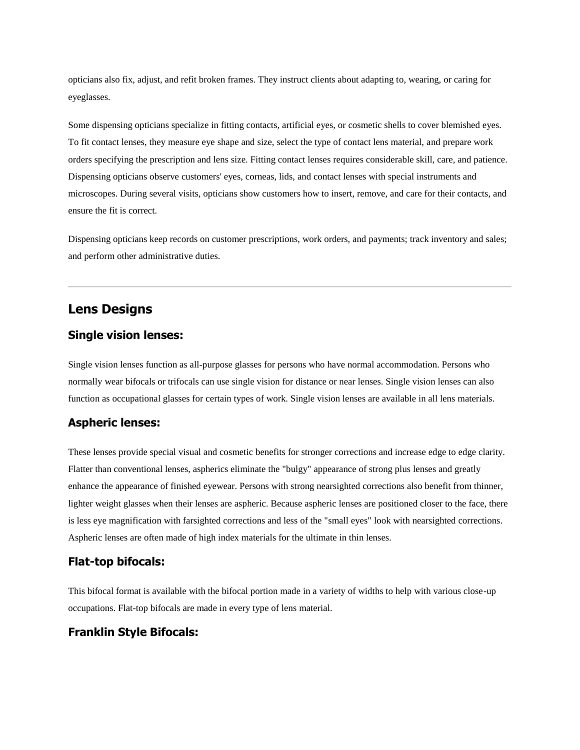opticians also fix, adjust, and refit broken frames. They instruct clients about adapting to, wearing, or caring for eyeglasses.

Some dispensing opticians specialize in fitting contacts, artificial eyes, or cosmetic shells to cover blemished eyes. To fit contact lenses, they measure eye shape and size, select the type of contact lens material, and prepare work orders specifying the prescription and lens size. Fitting contact lenses requires considerable skill, care, and patience. Dispensing opticians observe customers' eyes, corneas, lids, and contact lenses with special instruments and microscopes. During several visits, opticians show customers how to insert, remove, and care for their contacts, and ensure the fit is correct.

Dispensing opticians keep records on customer prescriptions, work orders, and payments; track inventory and sales; and perform other administrative duties.

---

## Lens Designs

### Single vision lenses:

Single vision lenses function as all-purpose glasses for persons who have normal accommodation. Persons who normally wear bifocals or trifocals can use single vision for distance or near lenses. Single vision lenses can also function as occupational glasses for certain types of work. Single vision lenses are available in all lens materials.

### Aspheric lenses:

These lenses provide special visual and cosmetic benefits for stronger corrections and increase edge to edge clarity. Flatter than conventional lenses, aspherics eliminate the "bulgy" appearance of strong plus lenses and greatly enhance the appearance of finished eyewear. Persons with strong nearsighted corrections also benefit from thinner, lighter weight glasses when their lenses are aspheric. Because aspheric lenses are positioned closer to the face, there is less eye magnification with farsighted corrections and less of the "small eyes" look with nearsighted corrections. Aspheric lenses are often made of high index materials for the ultimate in thin lenses.

### Flat-top bifocals:

This bifocal format is available with the bifocal portion made in a variety of widths to help with various close-up occupations. Flat-top bifocals are made in every type of lens material.

### Franklin Style Bifocals: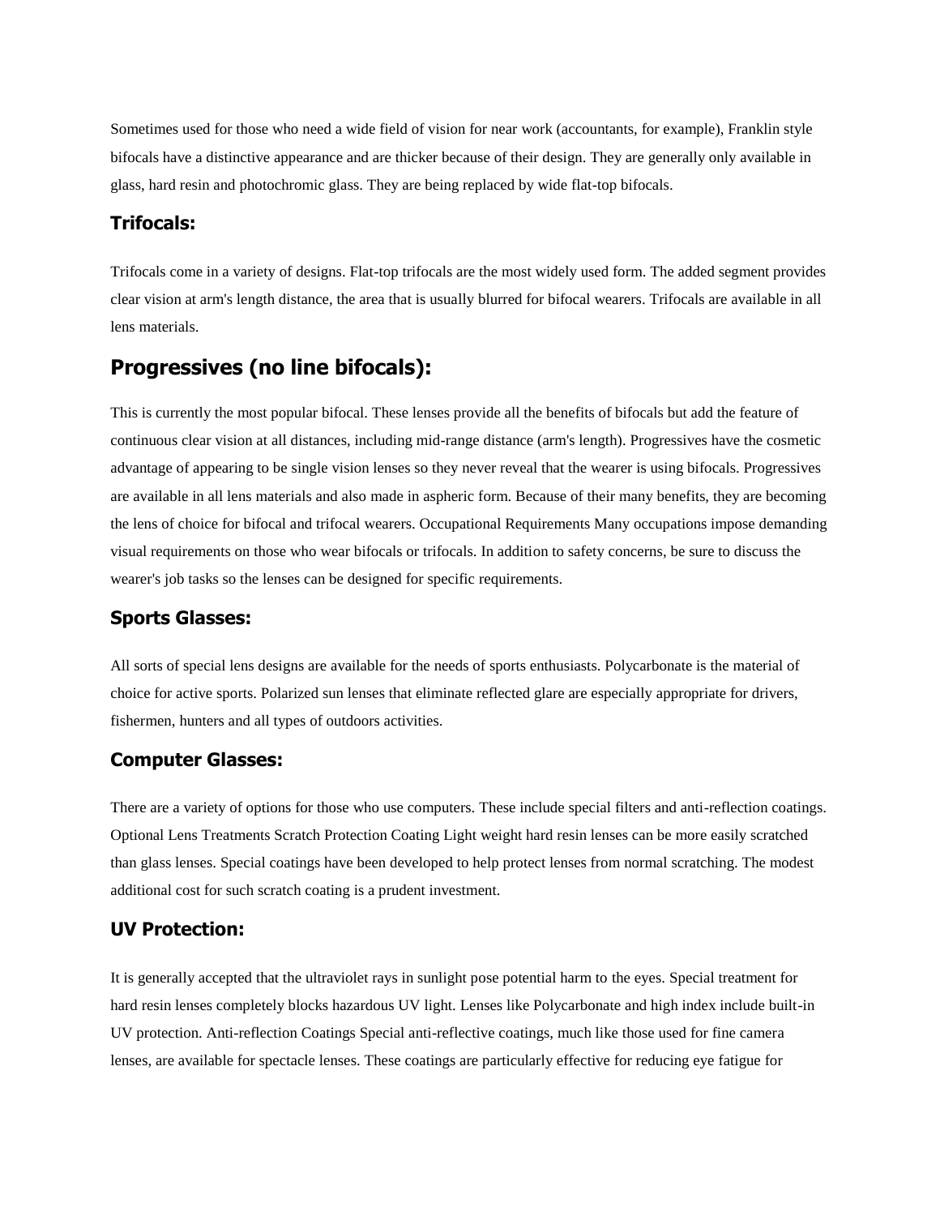Sometimes used for those who need a wide field of vision for near work (accountants, for example), Franklin style bifocals have a distinctive appearance and are thicker because of their design. They are generally only available in glass, hard resin and photochromic glass. They are being replaced by wide flat-top bifocals.

### Trifocals:

Trifocals come in a variety of designs. Flat-top trifocals are the most widely used form. The added segment provides clear vision at arm's length distance, the area that is usually blurred for bifocal wearers. Trifocals are available in all lens materials.

## Progressives (no line bifocals):

This is currently the most popular bifocal. These lenses provide all the benefits of bifocals but add the feature of continuous clear vision at all distances, including mid-range distance (arm's length). Progressives have the cosmetic advantage of appearing to be single vision lenses so they never reveal that the wearer is using bifocals. Progressives are available in all lens materials and also made in aspheric form. Because of their many benefits, they are becoming the lens of choice for bifocal and trifocal wearers. Occupational Requirements Many occupations impose demanding visual requirements on those who wear bifocals or trifocals. In addition to safety concerns, be sure to discuss the wearer's job tasks so the lenses can be designed for specific requirements.

### Sports Glasses:

All sorts of special lens designs are available for the needs of sports enthusiasts. Polycarbonate is the material of choice for active sports. Polarized sun lenses that eliminate reflected glare are especially appropriate for drivers, fishermen, hunters and all types of outdoors activities.

### Computer Glasses:

There are a variety of options for those who use computers. These include special filters and anti-reflection coatings. Optional Lens Treatments Scratch Protection Coating Light weight hard resin lenses can be more easily scratched than glass lenses. Special coatings have been developed to help protect lenses from normal scratching. The modest additional cost for such scratch coating is a prudent investment.

### UV Protection:

It is generally accepted that the ultraviolet rays in sunlight pose potential harm to the eyes. Special treatment for hard resin lenses completely blocks hazardous UV light. Lenses like Polycarbonate and high index include built-in UV protection. Anti-reflection Coatings Special anti-reflective coatings, much like those used for fine camera lenses, are available for spectacle lenses. These coatings are particularly effective for reducing eye fatigue for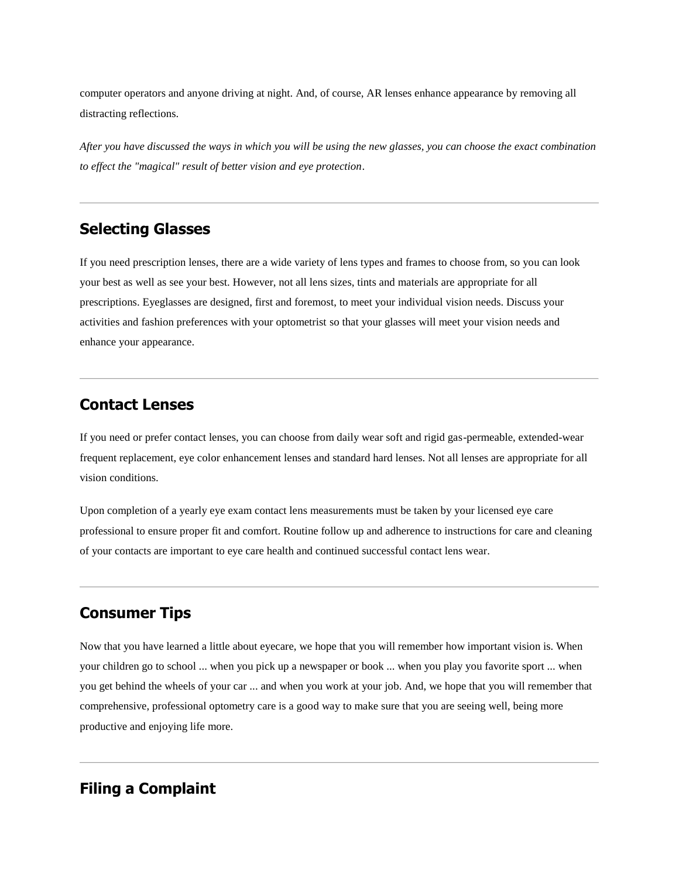computer operators and anyone driving at night. And, of course, AR lenses enhance appearance by removing all distracting reflections.

*After you have discussed the ways in which you will be using the new glasses, you can choose the exact combination to effect the "magical" result of better vision and eye protection*.

---

## Selecting Glasses

If you need prescription lenses, there are a wide variety of lens types and frames to choose from, so you can look your best as well as see your best. However, not all lens sizes, tints and materials are appropriate for all prescriptions. Eyeglasses are designed, first and foremost, to meet your individual vision needs. Discuss your activities and fashion preferences with your optometrist so that your glasses will meet your vision needs and enhance your appearance.

---

## Contact Lenses

If you need or prefer contact lenses, you can choose from daily wear soft and rigid gas-permeable, extended-wear frequent replacement, eye color enhancement lenses and standard hard lenses. Not all lenses are appropriate for all vision conditions.

Upon completion of a yearly eye exam contact lens measurements must be taken by your licensed eye care professional to ensure proper fit and comfort. Routine follow up and adherence to instructions for care and cleaning of your contacts are important to eye care health and continued successful contact lens wear.

---

## Consumer Tips

Now that you have learned a little about eyecare, we hope that you will remember how important vision is. When your children go to school ... when you pick up a newspaper or book ... when you play you favorite sport ... when you get behind the wheels of your car ... and when you work at your job. And, we hope that you will remember that comprehensive, professional optometry care is a good way to make sure that you are seeing well, being more productive and enjoying life more.

---

## Filing a Complaint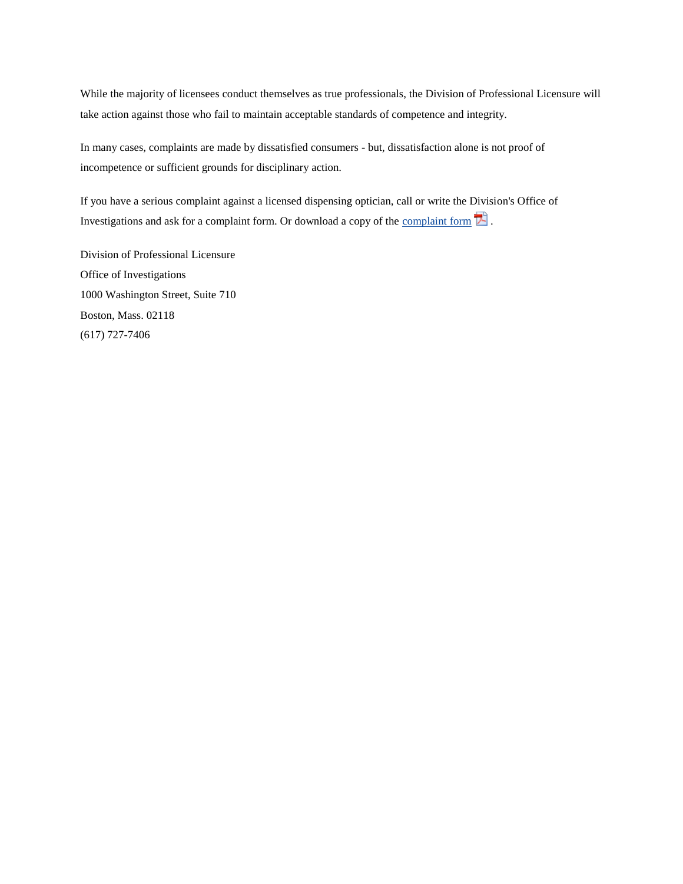While the majority of licensees conduct themselves as true professionals, the Division of Professional Licensure will take action against those who fail to maintain acceptable standards of competence and integrity.

In many cases, complaints are made by dissatisfied consumers - but, dissatisfaction alone is not proof of incompetence or sufficient grounds for disciplinary action.

If you have a serious complaint against a licensed dispensing optician, call or write the Division's Office of Investigations and ask for a complaint form. Or download a copy of the complaint form .

Division of Professional Licensure  
Office of Investigations  
1000 Washington Street, Suite 710  
Boston, Mass. 02118  
(617) 727-7406